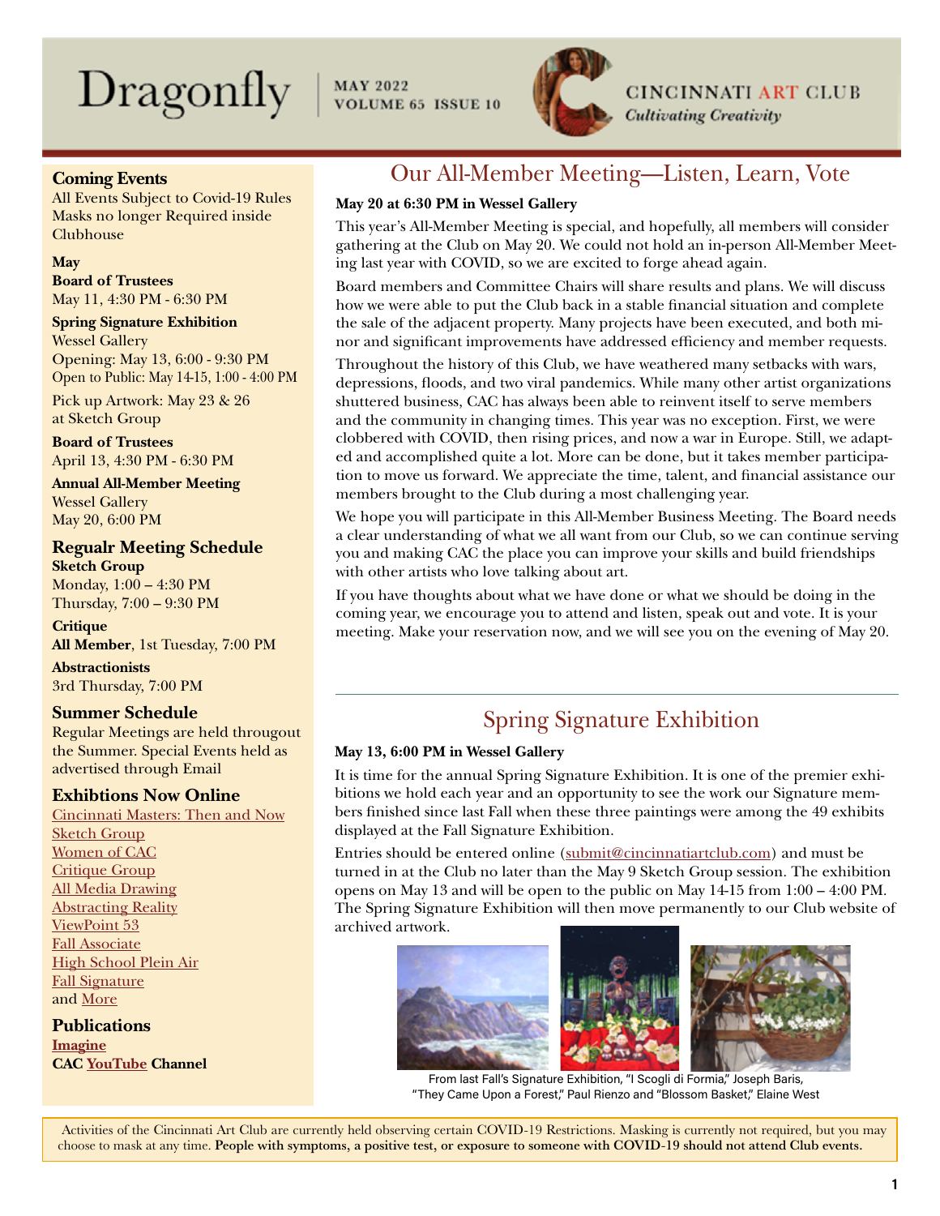# Dragonfly

**MAY 2022**
**VOLUME 65 ISSUE 10**

**CINCINNATI ART CLUB**
***Cultivating Creativity***

### Coming Events

All Events Subject to Covid-19 Rules
Masks no longer Required inside Clubhouse

**May**

**Board of Trustees**
May 11, 4:30 PM - 6:30 PM

**Spring Signature Exhibition**
Wessel Gallery
Opening: May 13, 6:00 - 9:30 PM
Open to Public: May 14-15, 1:00 - 4:00 PM

Pick up Artwork: May 23 & 26 at Sketch Group

**Board of Trustees**
April 13, 4:30 PM - 6:30 PM

**Annual All-Member Meeting**
Wessel Gallery
May 20, 6:00 PM

### Regualr Meeting Schedule

**Sketch Group**
Monday, 1:00 – 4:30 PM
Thursday, 7:00 – 9:30 PM

**Critique**
**All Member**, 1st Tuesday, 7:00 PM

**Abstractionists**
3rd Thursday, 7:00 PM

### Summer Schedule

Regular Meetings are held througout the Summer. Special Events held as advertised through Email

### Exhibtions Now Online

Cincinnati Masters: Then and Now
Sketch Group
Women of CAC
Critique Group
All Media Drawing
Abstracting Reality
ViewPoint 53
Fall Associate
High School Plein Air
Fall Signature
and More

### Publications

**Imagine**
**CAC YouTube Channel**

## Our All-Member Meeting—Listen, Learn, Vote

**May 20 at 6:30 PM in Wessel Gallery**

This year's All-Member Meeting is special, and hopefully, all members will consider gathering at the Club on May 20. We could not hold an in-person All-Member Meeting last year with COVID, so we are excited to forge ahead again.

Board members and Committee Chairs will share results and plans. We will discuss how we were able to put the Club back in a stable financial situation and complete the sale of the adjacent property. Many projects have been executed, and both minor and significant improvements have addressed efficiency and member requests.

Throughout the history of this Club, we have weathered many setbacks with wars, depressions, floods, and two viral pandemics. While many other artist organizations shuttered business, CAC has always been able to reinvent itself to serve members and the community in changing times. This year was no exception. First, we were clobbered with COVID, then rising prices, and now a war in Europe. Still, we adapted and accomplished quite a lot. More can be done, but it takes member participation to move us forward. We appreciate the time, talent, and financial assistance our members brought to the Club during a most challenging year.

We hope you will participate in this All-Member Business Meeting. The Board needs a clear understanding of what we all want from our Club, so we can continue serving you and making CAC the place you can improve your skills and build friendships with other artists who love talking about art.

If you have thoughts about what we have done or what we should be doing in the coming year, we encourage you to attend and listen, speak out and vote. It is your meeting. Make your reservation now, and we will see you on the evening of May 20.

## Spring Signature Exhibition

**May 13, 6:00 PM in Wessel Gallery**

It is time for the annual Spring Signature Exhibition. It is one of the premier exhibitions we hold each year and an opportunity to see the work our Signature members finished since last Fall when these three paintings were among the 49 exhibits displayed at the Fall Signature Exhibition.

Entries should be entered online (submit@cincinnatiartclub.com) and must be turned in at the Club no later than the May 9 Sketch Group session. The exhibition opens on May 13 and will be open to the public on May 14-15 from 1:00 – 4:00 PM. The Spring Signature Exhibition will then move permanently to our Club website of archived artwork.

From last Fall's Signature Exhibition, "I Scogli di Formia," Joseph Baris, "They Came Upon a Forest," Paul Rienzo and "Blossom Basket," Elaine West

Activities of the Cincinnati Art Club are currently held observing certain COVID-19 Restrictions. Masking is currently not required, but you may choose to mask at any time. **People with symptoms, a positive test, or exposure to someone with COVID-19 should not attend Club events.**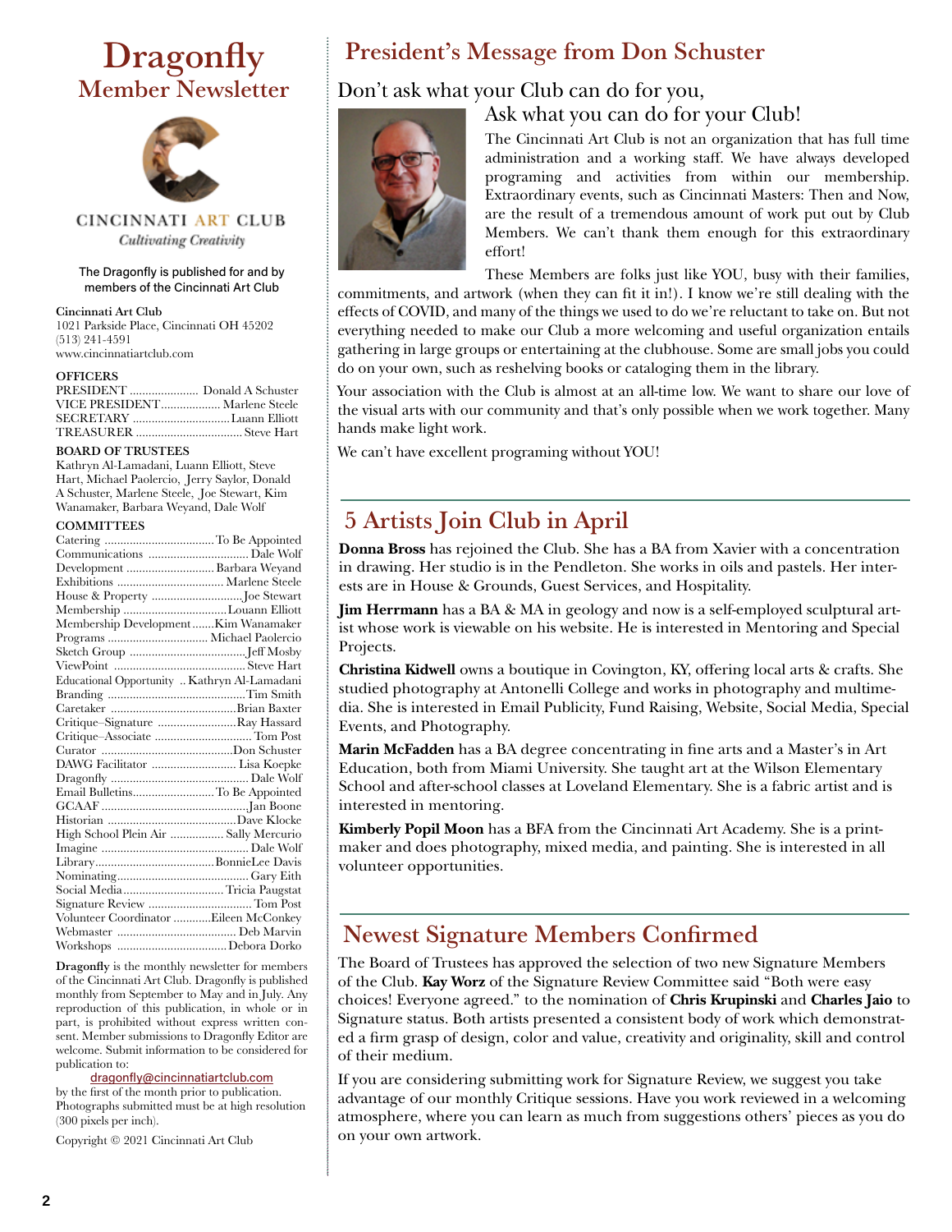# Dragonfly
## Member Newsletter

CINCINNATI ART CLUB
*Cultivating Creativity*

The Dragonfly is published for and by members of the Cincinnati Art Club

**Cincinnati Art Club**
1021 Parkside Place, Cincinnati OH 45202
(513) 241-4591
www.cincinnatiartclub.com

**OFFICERS**

| | |
|---|---|
| PRESIDENT | Donald A Schuster |
| VICE PRESIDENT | Marlene Steele |
| SECRETARY | Luann Elliott |
| TREASURER | Steve Hart |

**BOARD OF TRUSTEES**
Kathryn Al-Lamadani, Luann Elliott, Steve Hart, Michael Paolercio, Jerry Saylor, Donald A Schuster, Marlene Steele, Joe Stewart, Kim Wanamaker, Barbara Weyand, Dale Wolf

**COMMITTEES**

| | |
|---|---|
| Catering | To Be Appointed |
| Communications | Dale Wolf |
| Development | Barbara Weyand |
| Exhibitions | Marlene Steele |
| House & Property | Joe Stewart |
| Membership | Louann Elliott |
| Membership Development | Kim Wanamaker |
| Programs | Michael Paolercio |
| Sketch Group | Jeff Mosby |
| ViewPoint | Steve Hart |
| Educational Opportunity | Kathryn Al-Lamadani |
| Branding | Tim Smith |
| Caretaker | Brian Baxter |
| Critique–Signature | Ray Hassard |
| Critique–Associate | Tom Post |
| Curator | Don Schuster |
| DAWG Facilitator | Lisa Koepke |
| Dragonfly | Dale Wolf |
| Email Bulletins | To Be Appointed |
| GCAAF | Jan Boone |
| Historian | Dave Klocke |
| High School Plein Air | Sally Mercurio |
| Imagine | Dale Wolf |
| Library | BonnieLee Davis |
| Nominating | Gary Eith |
| Social Media | Tricia Paugstat |
| Signature Review | Tom Post |
| Volunteer Coordinator | Eileen McConkey |
| Webmaster | Deb Marvin |
| Workshops | Debora Dorko |

**Dragonfly** is the monthly newsletter for members of the Cincinnati Art Club. Dragonfly is published monthly from September to May and in July. Any reproduction of this publication, in whole or in part, is prohibited without express written consent. Member submissions to Dragonfly Editor are welcome. Submit information to be considered for publication to:
dragonfly@cincinnatiartclub.com
by the first of the month prior to publication. Photographs submitted must be at high resolution (300 pixels per inch).

Copyright © 2021 Cincinnati Art Club

## President's Message from Don Schuster

Don't ask what your Club can do for you,
Ask what you can do for your Club!

The Cincinnati Art Club is not an organization that has full time administration and a working staff. We have always developed programing and activities from within our membership. Extraordinary events, such as Cincinnati Masters: Then and Now, are the result of a tremendous amount of work put out by Club Members. We can't thank them enough for this extraordinary effort!

These Members are folks just like YOU, busy with their families, commitments, and artwork (when they can fit it in!). I know we're still dealing with the effects of COVID, and many of the things we used to do we're reluctant to take on. But not everything needed to make our Club a more welcoming and useful organization entails gathering in large groups or entertaining at the clubhouse. Some are small jobs you could do on your own, such as reshelving books or cataloging them in the library.

Your association with the Club is almost at an all-time low. We want to share our love of the visual arts with our community and that's only possible when we work together. Many hands make light work.

We can't have excellent programing without YOU!

## 5 Artists Join Club in April

**Donna Bross** has rejoined the Club. She has a BA from Xavier with a concentration in drawing. Her studio is in the Pendleton. She works in oils and pastels. Her interests are in House & Grounds, Guest Services, and Hospitality.

**Jim Herrmann** has a BA & MA in geology and now is a self-employed sculptural artist whose work is viewable on his website. He is interested in Mentoring and Special Projects.

**Christina Kidwell** owns a boutique in Covington, KY, offering local arts & crafts. She studied photography at Antonelli College and works in photography and multimedia. She is interested in Email Publicity, Fund Raising, Website, Social Media, Special Events, and Photography.

**Marin McFadden** has a BA degree concentrating in fine arts and a Master's in Art Education, both from Miami University. She taught art at the Wilson Elementary School and after-school classes at Loveland Elementary. She is a fabric artist and is interested in mentoring.

**Kimberly Popil Moon** has a BFA from the Cincinnati Art Academy. She is a printmaker and does photography, mixed media, and painting. She is interested in all volunteer opportunities.

## Newest Signature Members Confirmed

The Board of Trustees has approved the selection of two new Signature Members of the Club. **Kay Worz** of the Signature Review Committee said "Both were easy choices! Everyone agreed." to the nomination of **Chris Krupinski** and **Charles Jaio** to Signature status. Both artists presented a consistent body of work which demonstrated a firm grasp of design, color and value, creativity and originality, skill and control of their medium.

If you are considering submitting work for Signature Review, we suggest you take advantage of our monthly Critique sessions. Have you work reviewed in a welcoming atmosphere, where you can learn as much from suggestions others' pieces as you do on your own artwork.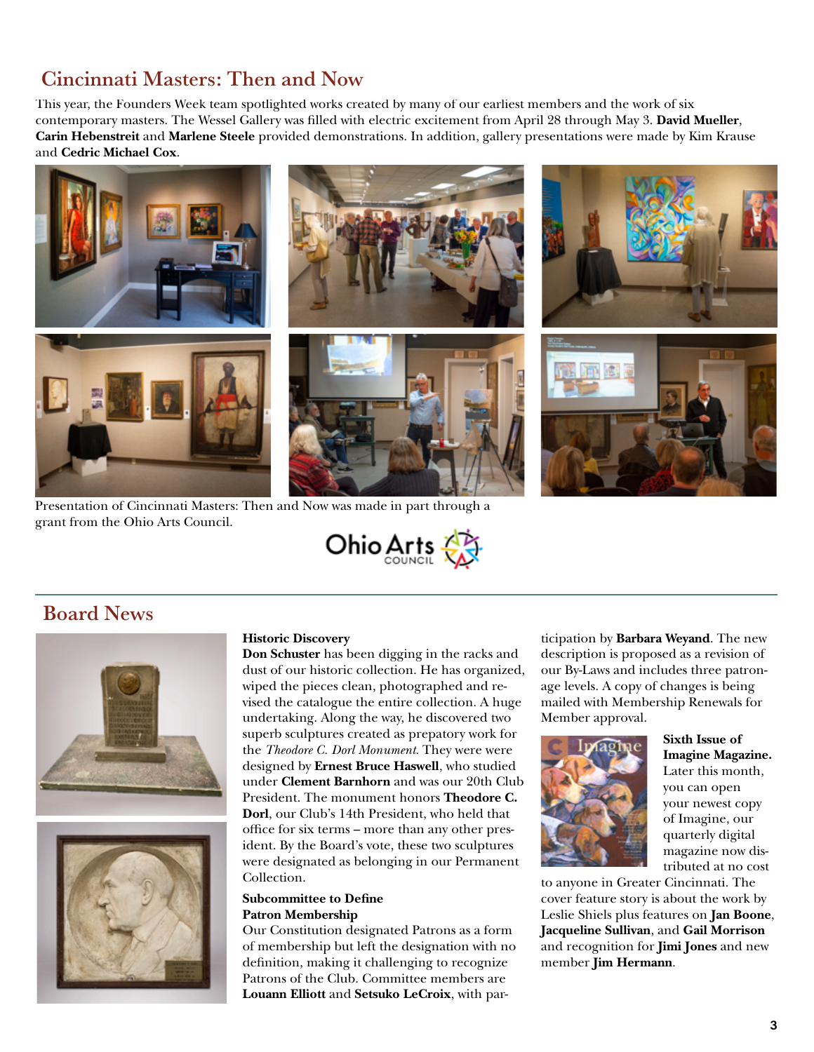## Cincinnati Masters: Then and Now

This year, the Founders Week team spotlighted works created by many of our earliest members and the work of six contemporary masters. The Wessel Gallery was filled with electric excitement from April 28 through May 3. **David Mueller**, **Carin Hebenstreit** and **Marlene Steele** provided demonstrations. In addition, gallery presentations were made by Kim Krause and **Cedric Michael Cox**.

Presentation of Cincinnati Masters: Then and Now was made in part through a grant from the Ohio Arts Council.

## Board News

**Historic Discovery**

**Don Schuster** has been digging in the racks and dust of our historic collection. He has organized, wiped the pieces clean, photographed and revised the catalogue the entire collection. A huge undertaking. Along the way, he discovered two superb sculptures created as prepatory work for the *Theodore C. Dorl Monument*. They were were designed by **Ernest Bruce Haswell**, who studied under **Clement Barnhorn** and was our 20th Club President. The monument honors **Theodore C. Dorl**, our Club's 14th President, who held that office for six terms – more than any other president. By the Board's vote, these two sculptures were designated as belonging in our Permanent Collection.

**Subcommittee to Define Patron Membership**

Our Constitution designated Patrons as a form of membership but left the designation with no definition, making it challenging to recognize Patrons of the Club. Committee members are **Louann Elliott** and **Setsuko LeCroix**, with participation by **Barbara Weyand**. The new description is proposed as a revision of our By-Laws and includes three patronage levels. A copy of changes is being mailed with Membership Renewals for Member approval.

**Sixth Issue of Imagine Magazine.** Later this month, you can open your newest copy of Imagine, our quarterly digital magazine now distributed at no cost to anyone in Greater Cincinnati. The cover feature story is about the work by Leslie Shiels plus features on **Jan Boone**, **Jacqueline Sullivan**, and **Gail Morrison** and recognition for **Jimi Jones** and new member **Jim Hermann**.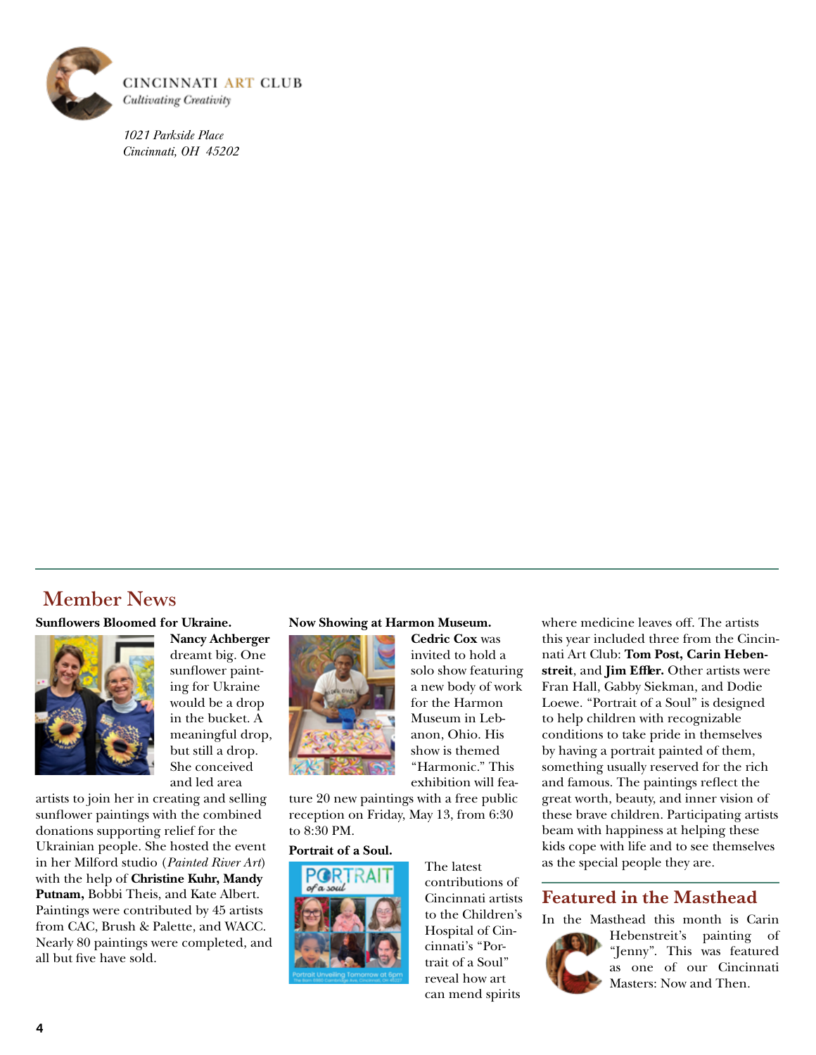CINCINNATI ART CLUB
*Cultivating Creativity*

*1021 Parkside Place*
*Cincinnati, OH 45202*

## Member News

**Sunflowers Bloomed for Ukraine.** **Nancy Achberger** dreamt big. One sunflower painting for Ukraine would be a drop in the bucket. A meaningful drop, but still a drop. She conceived and led area artists to join her in creating and selling sunflower paintings with the combined donations supporting relief for the Ukrainian people. She hosted the event in her Milford studio (*Painted River Art*) with the help of **Christine Kuhr, Mandy Putnam,** Bobbi Theis, and Kate Albert. Paintings were contributed by 45 artists from CAC, Brush & Palette, and WACC. Nearly 80 paintings were completed, and all but five have sold.

**Now Showing at Harmon Museum.** **Cedric Cox** was invited to hold a solo show featuring a new body of work for the Harmon Museum in Lebanon, Ohio. His show is themed "Harmonic." This exhibition will feature 20 new paintings with a free public reception on Friday, May 13, from 6:30 to 8:30 PM.

**Portrait of a Soul.** The latest contributions of Cincinnati artists to the Children's Hospital of Cincinnati's "Portrait of a Soul" reveal how art can mend spirits where medicine leaves off. The artists this year included three from the Cincinnati Art Club: **Tom Post, Carin Hebenstreit**, and **Jim Effler.** Other artists were Fran Hall, Gabby Siekman, and Dodie Loewe. "Portrait of a Soul" is designed to help children with recognizable conditions to take pride in themselves by having a portrait painted of them, something usually reserved for the rich and famous. The paintings reflect the great worth, beauty, and inner vision of these brave children. Participating artists beam with happiness at helping these kids cope with life and to see themselves as the special people they are.

## Featured in the Masthead

In the Masthead this month is Carin Hebenstreit's painting of "Jenny". This was featured as one of our Cincinnati Masters: Now and Then.